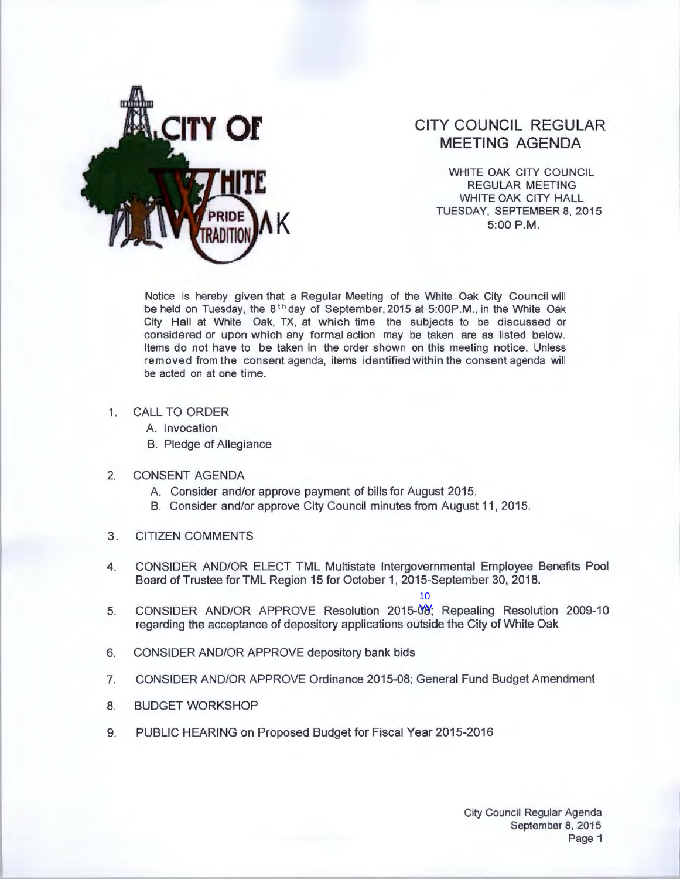CITY OF WHITE OAK

PRIDE TRADITION

# CITY COUNCIL REGULAR MEETING AGENDA

WHITE OAK CITY COUNCIL
REGULAR MEETING
WHITE OAK CITY HALL
TUESDAY, SEPTEMBER 8, 2015
5:00 P.M.

Notice is hereby given that a Regular Meeting of the White Oak City Council will be held on Tuesday, the 8th day of September, 2015 at 5:00P.M., in the White Oak City Hall at White Oak, TX, at which time the subjects to be discussed or considered or upon which any formal action may be taken are as listed below. Items do not have to be taken in the order shown on this meeting notice. Unless removed from the consent agenda, items identified within the consent agenda will be acted on at one time.

1. CALL TO ORDER
   A. Invocation
   B. Pledge of Allegiance

2. CONSENT AGENDA
   A. Consider and/or approve payment of bills for August 2015.
   B. Consider and/or approve City Council minutes from August 11, 2015.

3. CITIZEN COMMENTS

4. CONSIDER AND/OR ELECT TML Multistate Intergovernmental Employee Benefits Pool Board of Trustee for TML Region 15 for October 1, 2015-September 30, 2018.

5. CONSIDER AND/OR APPROVE Resolution 2015-10; Repealing Resolution 2009-10 regarding the acceptance of depository applications outside the City of White Oak

6. CONSIDER AND/OR APPROVE depository bank bids

7. CONSIDER AND/OR APPROVE Ordinance 2015-08; General Fund Budget Amendment

8. BUDGET WORKSHOP

9. PUBLIC HEARING on Proposed Budget for Fiscal Year 2015-2016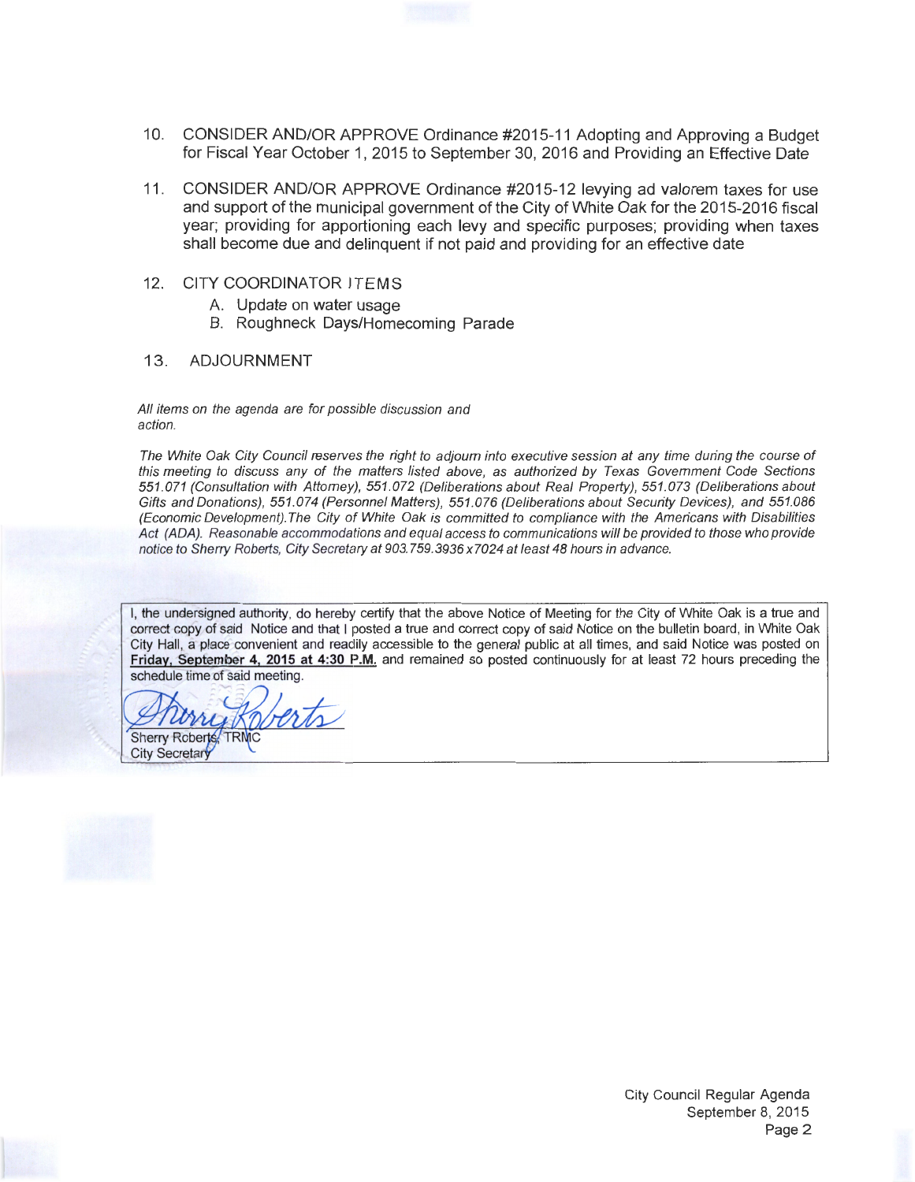10. CONSIDER AND/OR APPROVE Ordinance #2015-11 Adopting and Approving a Budget for Fiscal Year October 1, 2015 to September 30, 2016 and Providing an Effective Date

11. CONSIDER AND/OR APPROVE Ordinance #2015-12 levying ad valorem taxes for use and support of the municipal government of the City of White Oak for the 2015-2016 fiscal year; providing for apportioning each levy and specific purposes; providing when taxes shall become due and delinquent if not paid and providing for an effective date

12. CITY COORDINATOR ITEMS
    A. Update on water usage
    B. Roughneck Days/Homecoming Parade

13. ADJOURNMENT

*All items on the agenda are for possible discussion and action.*

*The White Oak City Council reserves the right to adjourn into executive session at any time during the course of this meeting to discuss any of the matters listed above, as authorized by Texas Government Code Sections 551.071 (Consultation with Attorney), 551.072 (Deliberations about Real Property), 551.073 (Deliberations about Gifts and Donations), 551.074 (Personnel Matters), 551.076 (Deliberations about Security Devices), and 551.086 (Economic Development).The City of White Oak is committed to compliance with the Americans with Disabilities Act (ADA). Reasonable accommodations and equal access to communications will be provided to those who provide notice to Sherry Roberts, City Secretary at 903.759.3936 x7024 at least 48 hours in advance.*

I, the undersigned authority, do hereby certify that the above Notice of Meeting for the City of White Oak is a true and correct copy of said Notice and that I posted a true and correct copy of said Notice on the bulletin board, in White Oak City Hall, a place convenient and readily accessible to the general public at all times, and said Notice was posted on **Friday, September 4, 2015 at 4:30 P.M.** and remained so posted continuously for at least 72 hours preceding the schedule time of said meeting.

Sherry Roberts

Sherry Roberts, TRMC
City Secretary